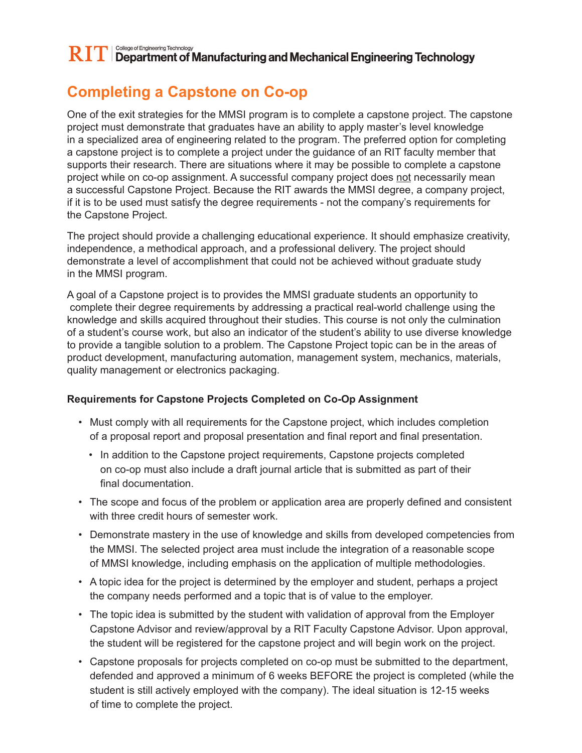RIT | College of Engineering Technology
Department of Manufacturing and Mechanical Engineering Technology

# Completing a Capstone on Co-op

One of the exit strategies for the MMSI program is to complete a capstone project. The capstone project must demonstrate that graduates have an ability to apply master's level knowledge in a specialized area of engineering related to the program. The preferred option for completing a capstone project is to complete a project under the guidance of an RIT faculty member that supports their research. There are situations where it may be possible to complete a capstone project while on co-op assignment. A successful company project does <u>not</u> necessarily mean a successful Capstone Project. Because the RIT awards the MMSI degree, a company project, if it is to be used must satisfy the degree requirements - not the company's requirements for the Capstone Project.

The project should provide a challenging educational experience. It should emphasize creativity, independence, a methodical approach, and a professional delivery. The project should demonstrate a level of accomplishment that could not be achieved without graduate study in the MMSI program.

A goal of a Capstone project is to provides the MMSI graduate students an opportunity to complete their degree requirements by addressing a practical real-world challenge using the knowledge and skills acquired throughout their studies. This course is not only the culmination of a student's course work, but also an indicator of the student's ability to use diverse knowledge to provide a tangible solution to a problem. The Capstone Project topic can be in the areas of product development, manufacturing automation, management system, mechanics, materials, quality management or electronics packaging.

**Requirements for Capstone Projects Completed on Co-Op Assignment**

- Must comply with all requirements for the Capstone project, which includes completion of a proposal report and proposal presentation and final report and final presentation.
  - In addition to the Capstone project requirements, Capstone projects completed on co-op must also include a draft journal article that is submitted as part of their final documentation.
- The scope and focus of the problem or application area are properly defined and consistent with three credit hours of semester work.
- Demonstrate mastery in the use of knowledge and skills from developed competencies from the MMSI. The selected project area must include the integration of a reasonable scope of MMSI knowledge, including emphasis on the application of multiple methodologies.
- A topic idea for the project is determined by the employer and student, perhaps a project the company needs performed and a topic that is of value to the employer.
- The topic idea is submitted by the student with validation of approval from the Employer Capstone Advisor and review/approval by a RIT Faculty Capstone Advisor. Upon approval, the student will be registered for the capstone project and will begin work on the project.
- Capstone proposals for projects completed on co-op must be submitted to the department, defended and approved a minimum of 6 weeks BEFORE the project is completed (while the student is still actively employed with the company). The ideal situation is 12-15 weeks of time to complete the project.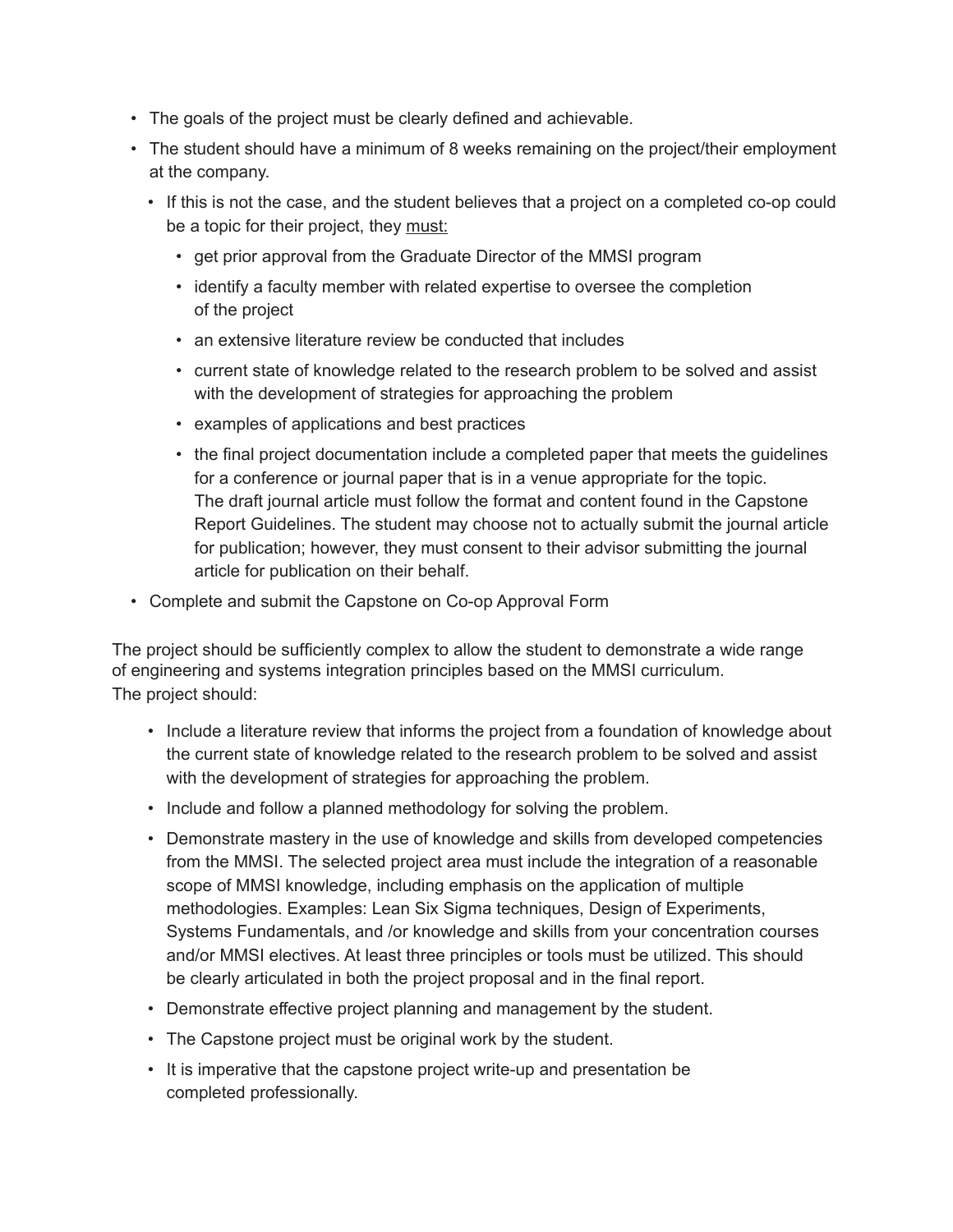- The goals of the project must be clearly defined and achievable.
- The student should have a minimum of 8 weeks remaining on the project/their employment at the company.
  - If this is not the case, and the student believes that a project on a completed co-op could be a topic for their project, they <u>must:</u>
    - get prior approval from the Graduate Director of the MMSI program
    - identify a faculty member with related expertise to oversee the completion of the project
    - an extensive literature review be conducted that includes
    - current state of knowledge related to the research problem to be solved and assist with the development of strategies for approaching the problem
    - examples of applications and best practices
    - the final project documentation include a completed paper that meets the guidelines for a conference or journal paper that is in a venue appropriate for the topic. The draft journal article must follow the format and content found in the Capstone Report Guidelines. The student may choose not to actually submit the journal article for publication; however, they must consent to their advisor submitting the journal article for publication on their behalf.
- Complete and submit the Capstone on Co-op Approval Form

The project should be sufficiently complex to allow the student to demonstrate a wide range of engineering and systems integration principles based on the MMSI curriculum. The project should:

- Include a literature review that informs the project from a foundation of knowledge about the current state of knowledge related to the research problem to be solved and assist with the development of strategies for approaching the problem.
- Include and follow a planned methodology for solving the problem.
- Demonstrate mastery in the use of knowledge and skills from developed competencies from the MMSI. The selected project area must include the integration of a reasonable scope of MMSI knowledge, including emphasis on the application of multiple methodologies. Examples: Lean Six Sigma techniques, Design of Experiments, Systems Fundamentals, and /or knowledge and skills from your concentration courses and/or MMSI electives. At least three principles or tools must be utilized. This should be clearly articulated in both the project proposal and in the final report.
- Demonstrate effective project planning and management by the student.
- The Capstone project must be original work by the student.
- It is imperative that the capstone project write-up and presentation be completed professionally.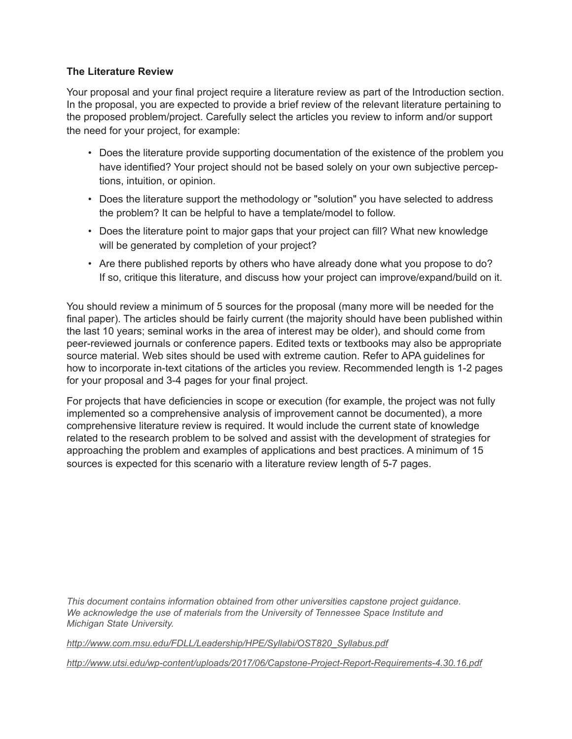**The Literature Review**

Your proposal and your final project require a literature review as part of the Introduction section. In the proposal, you are expected to provide a brief review of the relevant literature pertaining to the proposed problem/project. Carefully select the articles you review to inform and/or support the need for your project, for example:

- Does the literature provide supporting documentation of the existence of the problem you have identified? Your project should not be based solely on your own subjective perceptions, intuition, or opinion.
- Does the literature support the methodology or "solution" you have selected to address the problem? It can be helpful to have a template/model to follow.
- Does the literature point to major gaps that your project can fill? What new knowledge will be generated by completion of your project?
- Are there published reports by others who have already done what you propose to do? If so, critique this literature, and discuss how your project can improve/expand/build on it.

You should review a minimum of 5 sources for the proposal (many more will be needed for the final paper). The articles should be fairly current (the majority should have been published within the last 10 years; seminal works in the area of interest may be older), and should come from peer-reviewed journals or conference papers. Edited texts or textbooks may also be appropriate source material. Web sites should be used with extreme caution. Refer to APA guidelines for how to incorporate in-text citations of the articles you review. Recommended length is 1-2 pages for your proposal and 3-4 pages for your final project.

For projects that have deficiencies in scope or execution (for example, the project was not fully implemented so a comprehensive analysis of improvement cannot be documented), a more comprehensive literature review is required. It would include the current state of knowledge related to the research problem to be solved and assist with the development of strategies for approaching the problem and examples of applications and best practices. A minimum of 15 sources is expected for this scenario with a literature review length of 5-7 pages.

*This document contains information obtained from other universities capstone project guidance. We acknowledge the use of materials from the University of Tennessee Space Institute and Michigan State University.*

*http://www.com.msu.edu/FDLL/Leadership/HPE/Syllabi/OST820_Syllabus.pdf*

*http://www.utsi.edu/wp-content/uploads/2017/06/Capstone-Project-Report-Requirements-4.30.16.pdf*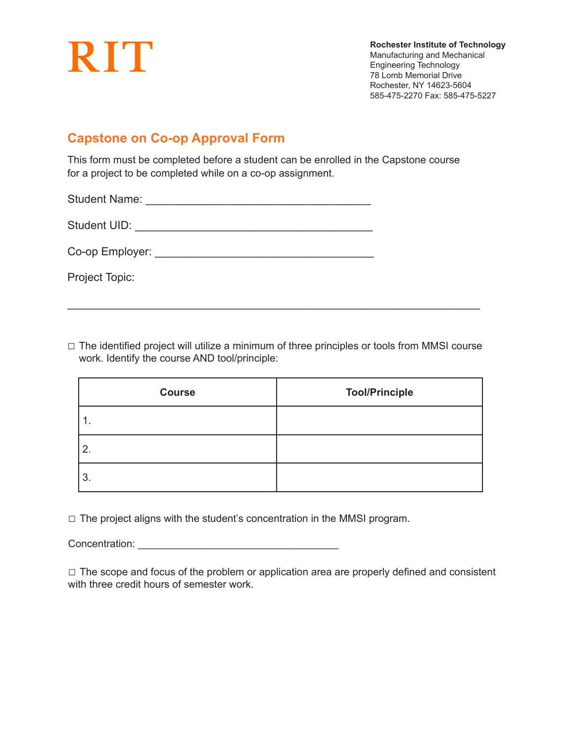RIT

**Rochester Institute of Technology**
Manufacturing and Mechanical Engineering Technology
78 Lomb Memorial Drive
Rochester, NY 14623-5604
585-475-2270 Fax: 585-475-5227

## Capstone on Co-op Approval Form

This form must be completed before a student can be enrolled in the Capstone course for a project to be completed while on a co-op assignment.

Student Name: ___________________________________

Student UID: _____________________________________

Co-op Employer: __________________________________

Project Topic:

_________________________________________________________________

☐ The identified project will utilize a minimum of three principles or tools from MMSI course work. Identify the course AND tool/principle:

| Course | Tool/Principle |
|---|---|
| 1. | |
| 2. | |
| 3. | |

☐ The project aligns with the student's concentration in the MMSI program.

Concentration: ________________________________

☐ The scope and focus of the problem or application area are properly defined and consistent with three credit hours of semester work.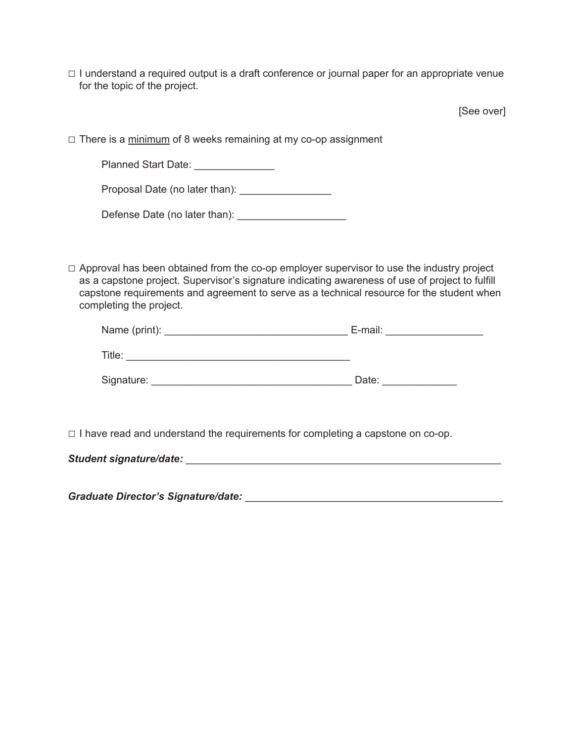□ I understand a required output is a draft conference or journal paper for an appropriate venue for the topic of the project.

[See over]

□ There is a <u>minimum</u> of 8 weeks remaining at my co-op assignment

Planned Start Date: ______________

Proposal Date (no later than): ________________

Defense Date (no later than): ___________________

□ Approval has been obtained from the co-op employer supervisor to use the industry project as a capstone project. Supervisor's signature indicating awareness of use of project to fulfill capstone requirements and agreement to serve as a technical resource for the student when completing the project.

Name (print): ________________________________ E-mail: _________________

Title: _______________________________________

Signature: ___________________________________ Date: _____________

□ I have read and understand the requirements for completing a capstone on co-op.

***Student signature/date:*** _______________________________________________________

***Graduate Director's Signature/date:*** _____________________________________________